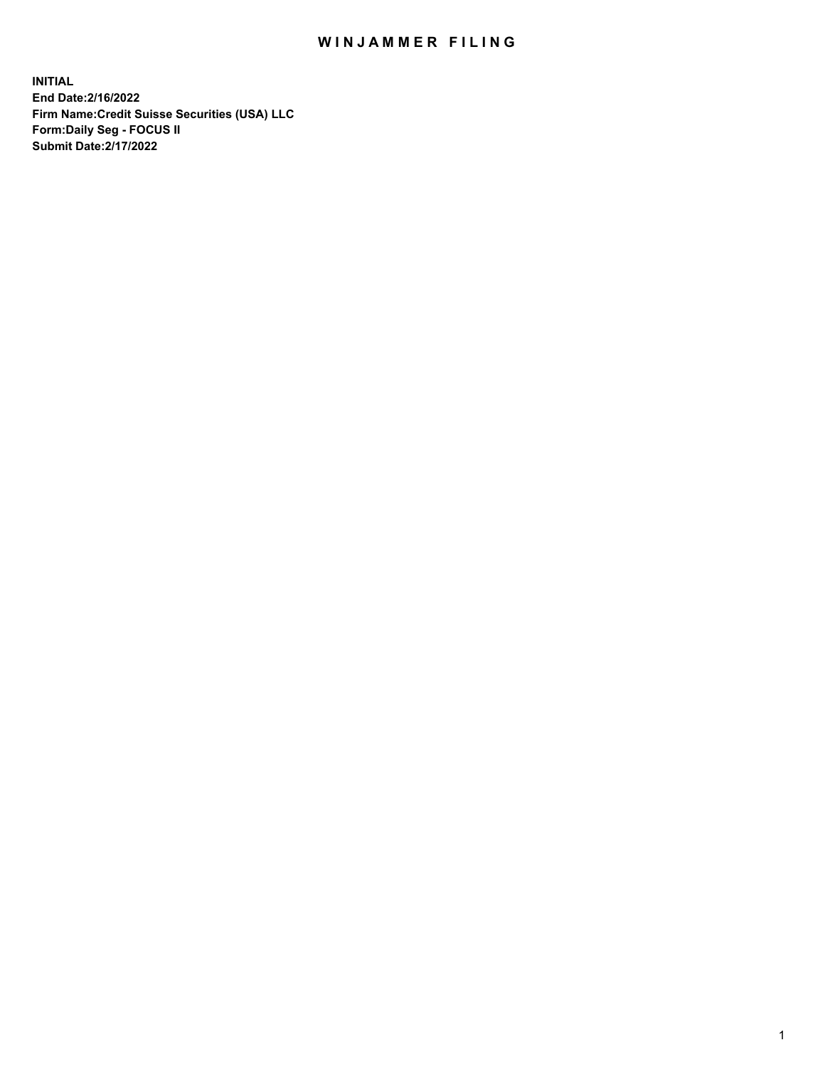# WINJAMMER FILING

**INITIAL**
**End Date:2/16/2022**
**Firm Name:Credit Suisse Securities (USA) LLC**
**Form:Daily Seg - FOCUS II**
**Submit Date:2/17/2022**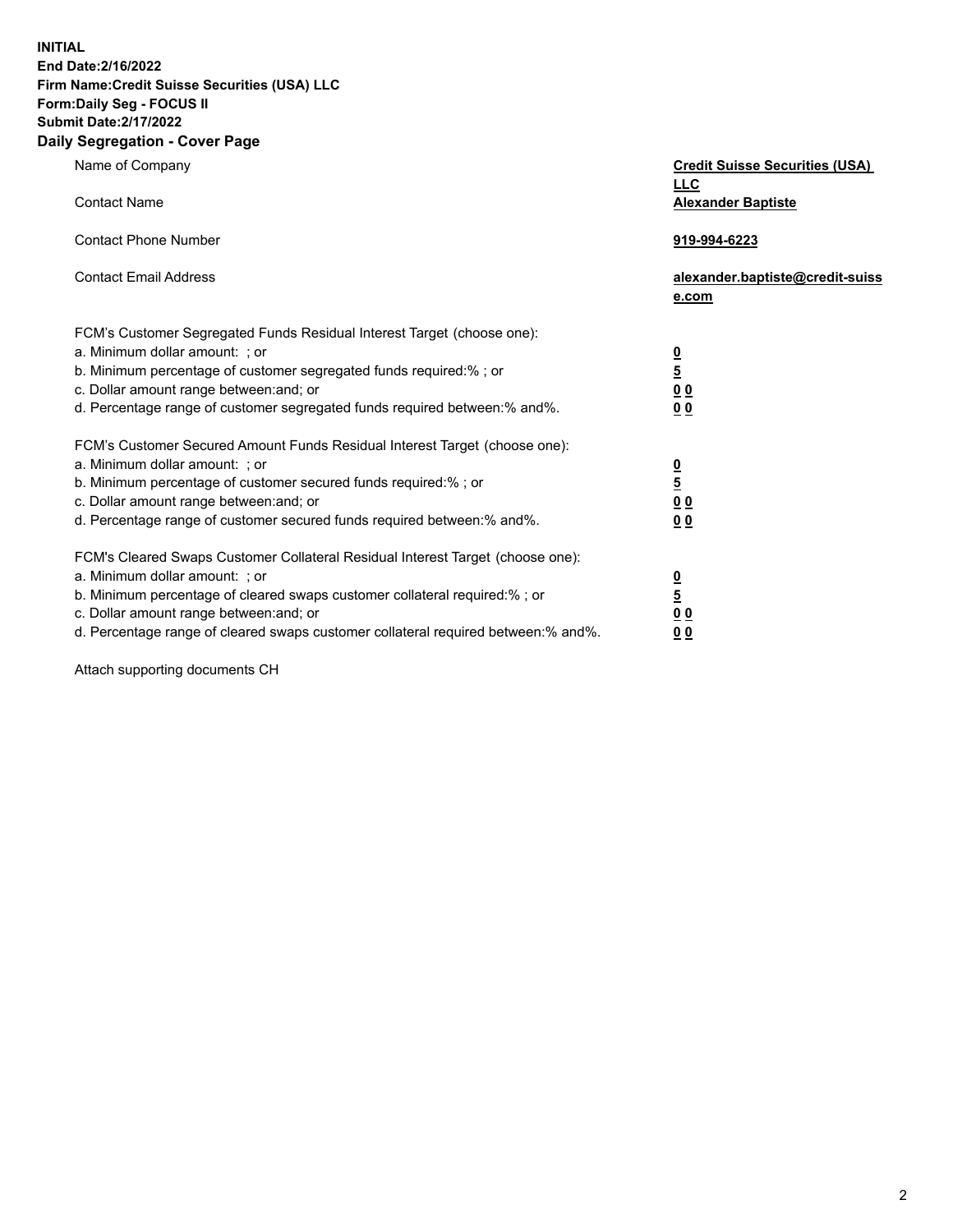**INITIAL**
**End Date:2/16/2022**
**Firm Name:Credit Suisse Securities (USA) LLC**
**Form:Daily Seg - FOCUS II**
**Submit Date:2/17/2022**

## Daily Segregation - Cover Page

| | |
|---|---|
| Name of Company | **Credit Suisse Securities (USA) LLC** |
| Contact Name | **Alexander Baptiste** |
| Contact Phone Number | **919-994-6223** |
| Contact Email Address | **alexander.baptiste@credit-suisse.com** |

FCM's Customer Segregated Funds Residual Interest Target (choose one):

| | |
|---|---|
| a. Minimum dollar amount: ; or | **0** |
| b. Minimum percentage of customer segregated funds required:% ; or | **5** |
| c. Dollar amount range between:and; or | **0 0** |
| d. Percentage range of customer segregated funds required between:% and%. | **0 0** |

FCM's Customer Secured Amount Funds Residual Interest Target (choose one):

| | |
|---|---|
| a. Minimum dollar amount: ; or | **0** |
| b. Minimum percentage of customer secured funds required:% ; or | **5** |
| c. Dollar amount range between:and; or | **0 0** |
| d. Percentage range of customer secured funds required between:% and%. | **0 0** |

FCM's Cleared Swaps Customer Collateral Residual Interest Target (choose one):

| | |
|---|---|
| a. Minimum dollar amount: ; or | **0** |
| b. Minimum percentage of cleared swaps customer collateral required:% ; or | **5** |
| c. Dollar amount range between:and; or | **0 0** |
| d. Percentage range of cleared swaps customer collateral required between:% and%. | **0 0** |

Attach supporting documents CH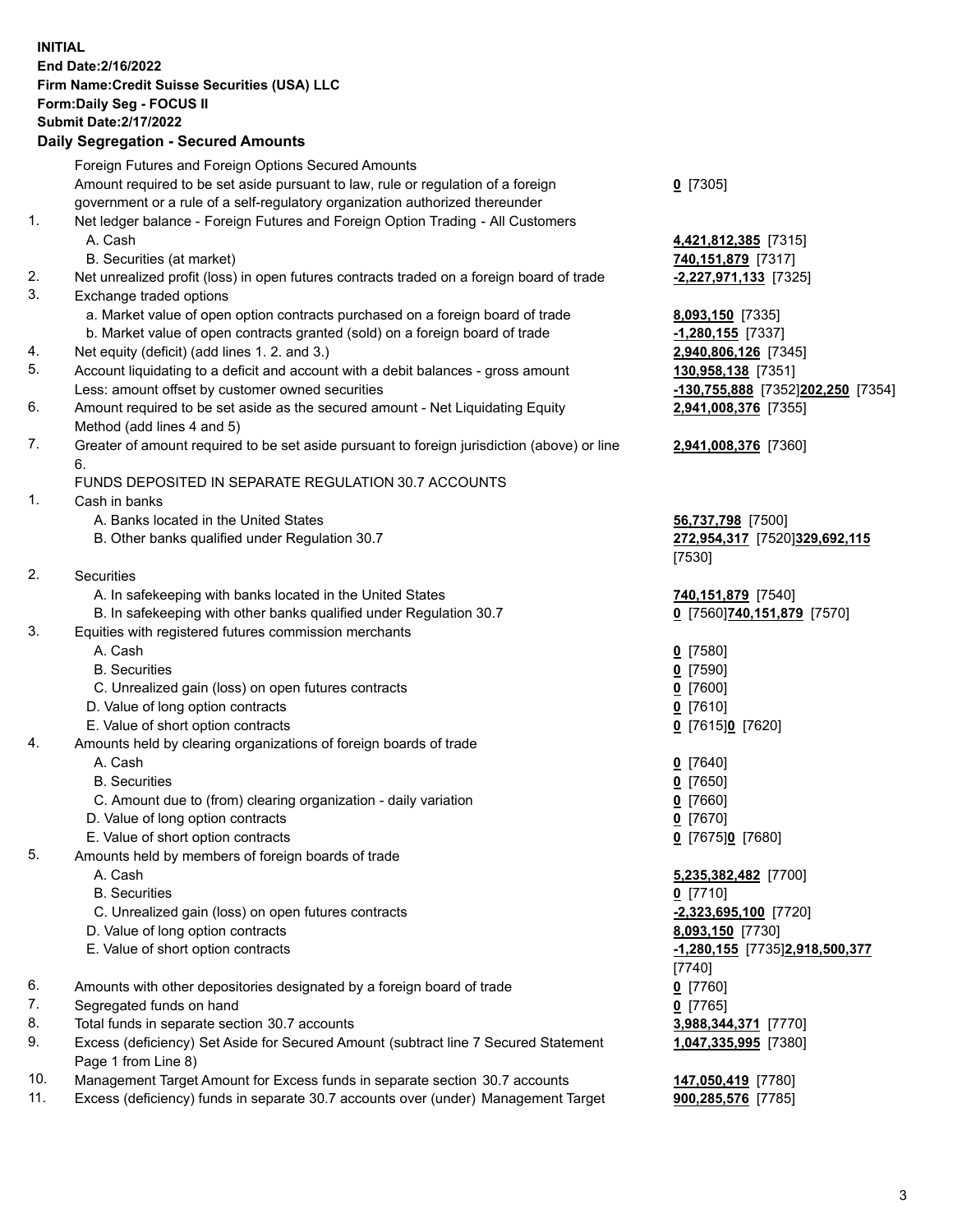**INITIAL**
**End Date:2/16/2022**
**Firm Name:Credit Suisse Securities (USA) LLC**
**Form:Daily Seg - FOCUS II**
**Submit Date:2/17/2022**

### Daily Segregation - Secured Amounts

| | | |
|---|---|---|
| | Foreign Futures and Foreign Options Secured Amounts | |
| | Amount required to be set aside pursuant to law, rule or regulation of a foreign government or a rule of a self-regulatory organization authorized thereunder | **0** [7305] |
| 1. | Net ledger balance - Foreign Futures and Foreign Option Trading - All Customers | |
| | A. Cash | **4,421,812,385** [7315] |
| | B. Securities (at market) | **740,151,879** [7317] |
| 2. | Net unrealized profit (loss) in open futures contracts traded on a foreign board of trade | **-2,227,971,133** [7325] |
| 3. | Exchange traded options | |
| | a. Market value of open option contracts purchased on a foreign board of trade | **8,093,150** [7335] |
| | b. Market value of open contracts granted (sold) on a foreign board of trade | **-1,280,155** [7337] |
| 4. | Net equity (deficit) (add lines 1. 2. and 3.) | **2,940,806,126** [7345] |
| 5. | Account liquidating to a deficit and account with a debit balances - gross amount | **130,958,138** [7351] |
| | Less: amount offset by customer owned securities | **-130,755,888** [7352]**202,250** [7354] |
| 6. | Amount required to be set aside as the secured amount - Net Liquidating Equity Method (add lines 4 and 5) | **2,941,008,376** [7355] |
| 7. | Greater of amount required to be set aside pursuant to foreign jurisdiction (above) or line 6. | **2,941,008,376** [7360] |
| | FUNDS DEPOSITED IN SEPARATE REGULATION 30.7 ACCOUNTS | |
| 1. | Cash in banks | |
| | A. Banks located in the United States | **56,737,798** [7500] |
| | B. Other banks qualified under Regulation 30.7 | **272,954,317** [7520]**329,692,115** [7530] |
| 2. | Securities | |
| | A. In safekeeping with banks located in the United States | **740,151,879** [7540] |
| | B. In safekeeping with other banks qualified under Regulation 30.7 | **0** [7560]**740,151,879** [7570] |
| 3. | Equities with registered futures commission merchants | |
| | A. Cash | **0** [7580] |
| | B. Securities | **0** [7590] |
| | C. Unrealized gain (loss) on open futures contracts | **0** [7600] |
| | D. Value of long option contracts | **0** [7610] |
| | E. Value of short option contracts | **0** [7615]**0** [7620] |
| 4. | Amounts held by clearing organizations of foreign boards of trade | |
| | A. Cash | **0** [7640] |
| | B. Securities | **0** [7650] |
| | C. Amount due to (from) clearing organization - daily variation | **0** [7660] |
| | D. Value of long option contracts | **0** [7670] |
| | E. Value of short option contracts | **0** [7675]**0** [7680] |
| 5. | Amounts held by members of foreign boards of trade | |
| | A. Cash | **5,235,382,482** [7700] |
| | B. Securities | **0** [7710] |
| | C. Unrealized gain (loss) on open futures contracts | **-2,323,695,100** [7720] |
| | D. Value of long option contracts | **8,093,150** [7730] |
| | E. Value of short option contracts | **-1,280,155** [7735]**2,918,500,377** [7740] |
| 6. | Amounts with other depositories designated by a foreign board of trade | **0** [7760] |
| 7. | Segregated funds on hand | **0** [7765] |
| 8. | Total funds in separate section 30.7 accounts | **3,988,344,371** [7770] |
| 9. | Excess (deficiency) Set Aside for Secured Amount (subtract line 7 Secured Statement Page 1 from Line 8) | **1,047,335,995** [7380] |
| 10. | Management Target Amount for Excess funds in separate section 30.7 accounts | **147,050,419** [7780] |
| 11. | Excess (deficiency) funds in separate 30.7 accounts over (under) Management Target | **900,285,576** [7785] |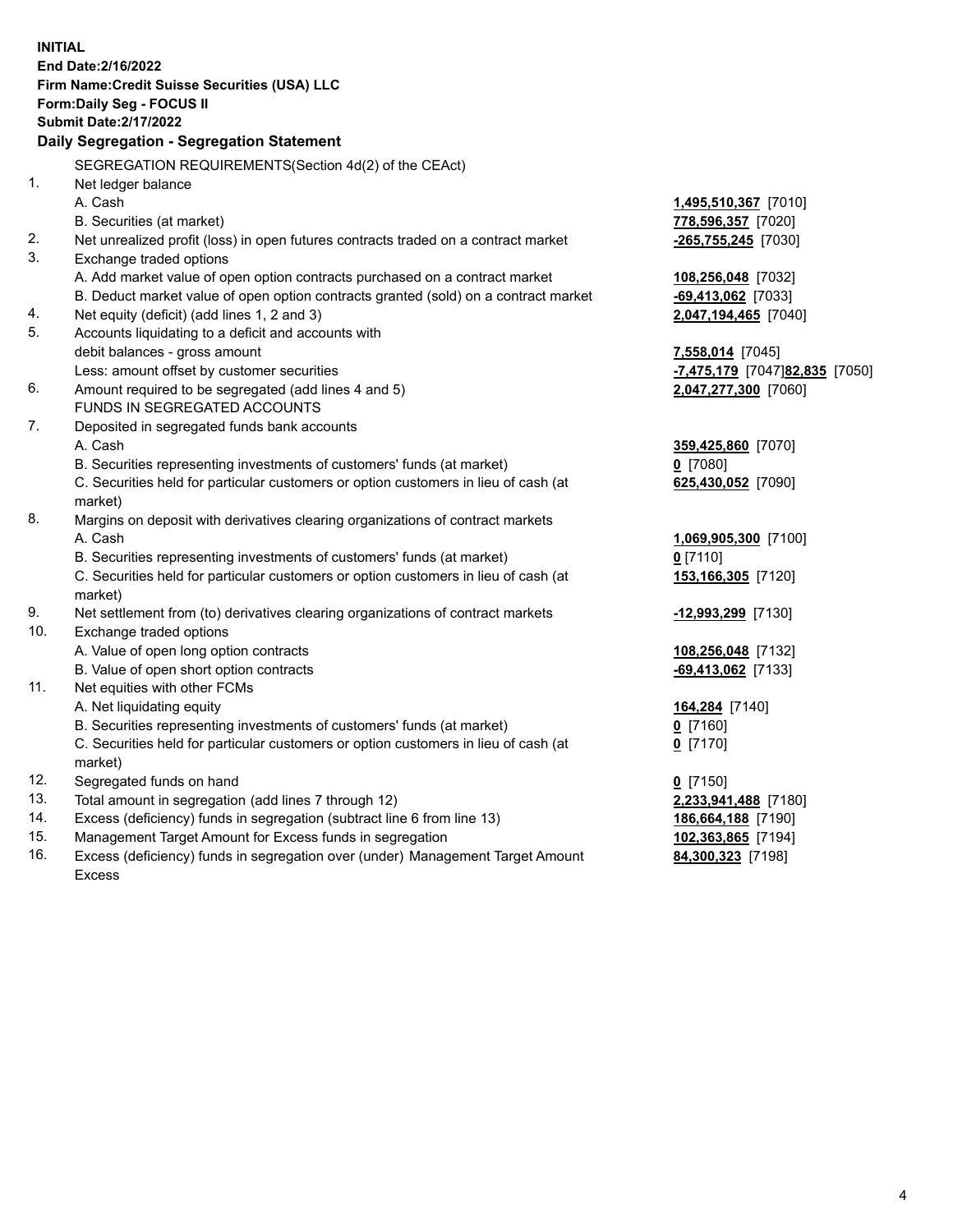**INITIAL**
**End Date:2/16/2022**
**Firm Name:Credit Suisse Securities (USA) LLC**
**Form:Daily Seg - FOCUS II**
**Submit Date:2/17/2022**

## Daily Segregation - Segregation Statement

SEGREGATION REQUIREMENTS(Section 4d(2) of the CEAct)

| | | |
|---|---|---|
| 1. | Net ledger balance | |
| | A. Cash | **1,495,510,367** [7010] |
| | B. Securities (at market) | **778,596,357** [7020] |
| 2. | Net unrealized profit (loss) in open futures contracts traded on a contract market | **-265,755,245** [7030] |
| 3. | Exchange traded options | |
| | A. Add market value of open option contracts purchased on a contract market | **108,256,048** [7032] |
| | B. Deduct market value of open option contracts granted (sold) on a contract market | **-69,413,062** [7033] |
| 4. | Net equity (deficit) (add lines 1, 2 and 3) | **2,047,194,465** [7040] |
| 5. | Accounts liquidating to a deficit and accounts with debit balances - gross amount | **7,558,014** [7045] |
| | Less: amount offset by customer securities | **-7,475,179** [7047]**82,835** [7050] |
| 6. | Amount required to be segregated (add lines 4 and 5) | **2,047,277,300** [7060] |
| | FUNDS IN SEGREGATED ACCOUNTS | |
| 7. | Deposited in segregated funds bank accounts | |
| | A. Cash | **359,425,860** [7070] |
| | B. Securities representing investments of customers' funds (at market) | **0** [7080] |
| | C. Securities held for particular customers or option customers in lieu of cash (at market) | **625,430,052** [7090] |
| 8. | Margins on deposit with derivatives clearing organizations of contract markets | |
| | A. Cash | **1,069,905,300** [7100] |
| | B. Securities representing investments of customers' funds (at market) | **0** [7110] |
| | C. Securities held for particular customers or option customers in lieu of cash (at market) | **153,166,305** [7120] |
| 9. | Net settlement from (to) derivatives clearing organizations of contract markets | **-12,993,299** [7130] |
| 10. | Exchange traded options | |
| | A. Value of open long option contracts | **108,256,048** [7132] |
| | B. Value of open short option contracts | **-69,413,062** [7133] |
| 11. | Net equities with other FCMs | |
| | A. Net liquidating equity | **164,284** [7140] |
| | B. Securities representing investments of customers' funds (at market) | **0** [7160] |
| | C. Securities held for particular customers or option customers in lieu of cash (at market) | **0** [7170] |
| 12. | Segregated funds on hand | **0** [7150] |
| 13. | Total amount in segregation (add lines 7 through 12) | **2,233,941,488** [7180] |
| 14. | Excess (deficiency) funds in segregation (subtract line 6 from line 13) | **186,664,188** [7190] |
| 15. | Management Target Amount for Excess funds in segregation | **102,363,865** [7194] |
| 16. | Excess (deficiency) funds in segregation over (under) Management Target Amount Excess | **84,300,323** [7198] |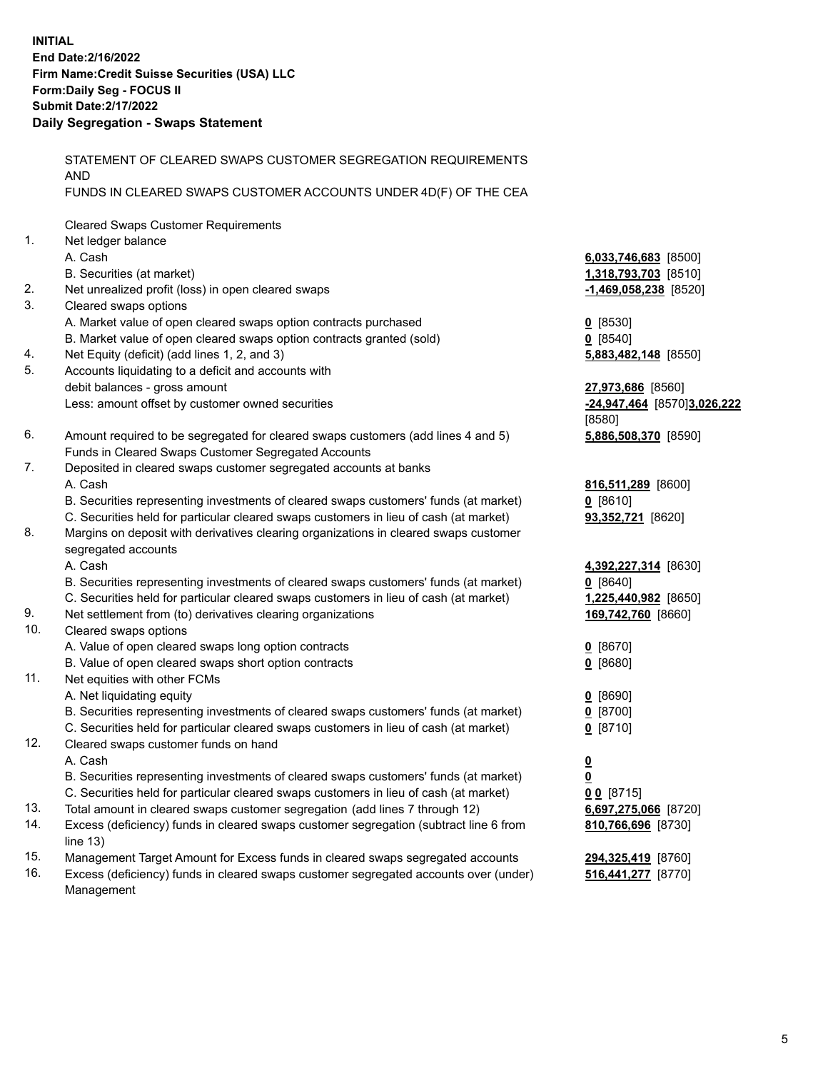**INITIAL**
**End Date:2/16/2022**
**Firm Name:Credit Suisse Securities (USA) LLC**
**Form:Daily Seg - FOCUS II**
**Submit Date:2/17/2022**
**Daily Segregation - Swaps Statement**

STATEMENT OF CLEARED SWAPS CUSTOMER SEGREGATION REQUIREMENTS AND
FUNDS IN CLEARED SWAPS CUSTOMER ACCOUNTS UNDER 4D(F) OF THE CEA

| | | |
|---|---|---|
| | Cleared Swaps Customer Requirements | |
| 1. | Net ledger balance | |
| | A. Cash | **6,033,746,683** [8500] |
| | B. Securities (at market) | **1,318,793,703** [8510] |
| 2. | Net unrealized profit (loss) in open cleared swaps | **-1,469,058,238** [8520] |
| 3. | Cleared swaps options | |
| | A. Market value of open cleared swaps option contracts purchased | **0** [8530] |
| | B. Market value of open cleared swaps option contracts granted (sold) | **0** [8540] |
| 4. | Net Equity (deficit) (add lines 1, 2, and 3) | **5,883,482,148** [8550] |
| 5. | Accounts liquidating to a deficit and accounts with debit balances - gross amount | **27,973,686** [8560] |
| | Less: amount offset by customer owned securities | **-24,947,464** [8570]**3,026,222** [8580] |
| 6. | Amount required to be segregated for cleared swaps customers (add lines 4 and 5) | **5,886,508,370** [8590] |
| | Funds in Cleared Swaps Customer Segregated Accounts | |
| 7. | Deposited in cleared swaps customer segregated accounts at banks | |
| | A. Cash | **816,511,289** [8600] |
| | B. Securities representing investments of cleared swaps customers' funds (at market) | **0** [8610] |
| | C. Securities held for particular cleared swaps customers in lieu of cash (at market) | **93,352,721** [8620] |
| 8. | Margins on deposit with derivatives clearing organizations in cleared swaps customer segregated accounts | |
| | A. Cash | **4,392,227,314** [8630] |
| | B. Securities representing investments of cleared swaps customers' funds (at market) | **0** [8640] |
| | C. Securities held for particular cleared swaps customers in lieu of cash (at market) | **1,225,440,982** [8650] |
| 9. | Net settlement from (to) derivatives clearing organizations | **169,742,760** [8660] |
| 10. | Cleared swaps options | |
| | A. Value of open cleared swaps long option contracts | **0** [8670] |
| | B. Value of open cleared swaps short option contracts | **0** [8680] |
| 11. | Net equities with other FCMs | |
| | A. Net liquidating equity | **0** [8690] |
| | B. Securities representing investments of cleared swaps customers' funds (at market) | **0** [8700] |
| | C. Securities held for particular cleared swaps customers in lieu of cash (at market) | **0** [8710] |
| 12. | Cleared swaps customer funds on hand | |
| | A. Cash | **0** |
| | B. Securities representing investments of cleared swaps customers' funds (at market) | **0** |
| | C. Securities held for particular cleared swaps customers in lieu of cash (at market) | **0** **0** [8715] |
| 13. | Total amount in cleared swaps customer segregation (add lines 7 through 12) | **6,697,275,066** [8720] |
| 14. | Excess (deficiency) funds in cleared swaps customer segregation (subtract line 6 from line 13) | **810,766,696** [8730] |
| 15. | Management Target Amount for Excess funds in cleared swaps segregated accounts | **294,325,419** [8760] |
| 16. | Excess (deficiency) funds in cleared swaps customer segregated accounts over (under) Management | **516,441,277** [8770] |